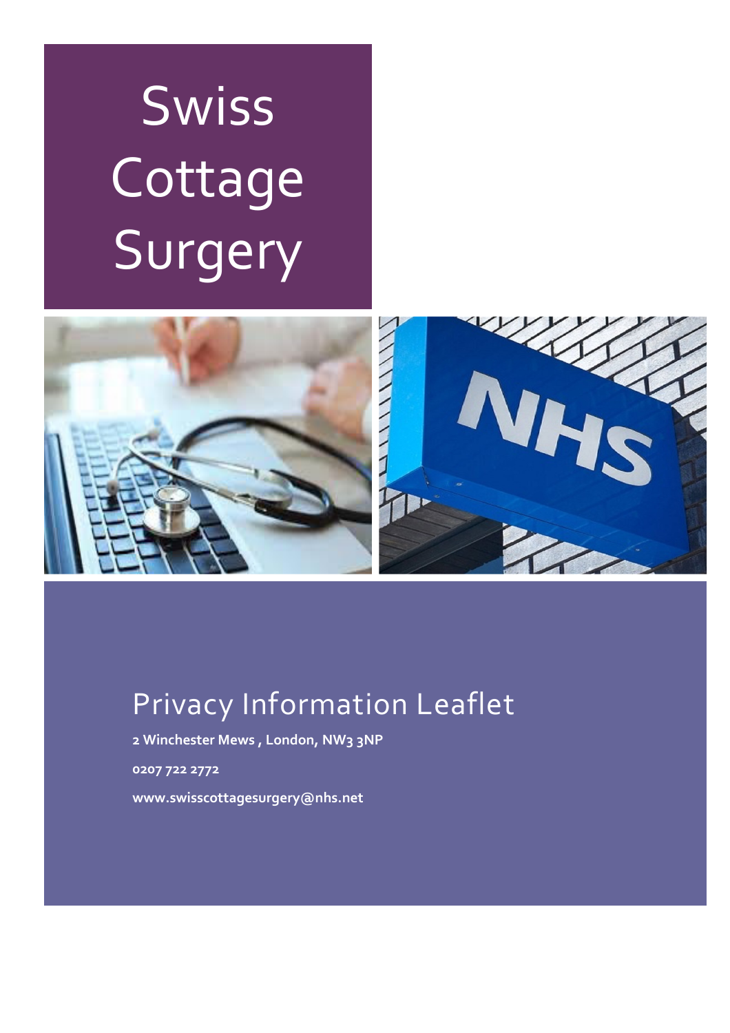# Swiss Cottage Surgery

## Privacy Information Leaflet

**2 Winchester Mews , London, NW3 3NP**

**0207 722 2772**

**www.swisscottagesurgery@nhs.net**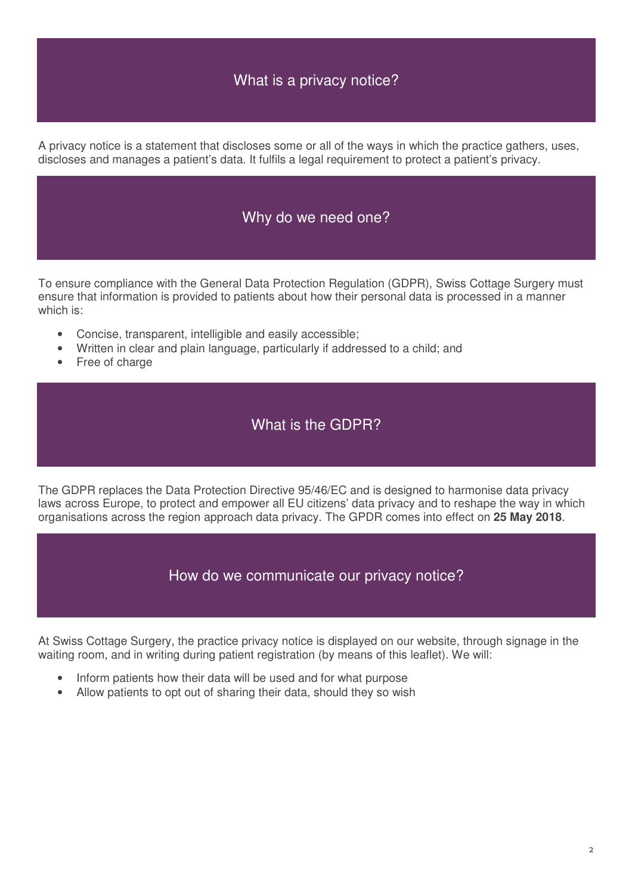## What is a privacy notice?

A privacy notice is a statement that discloses some or all of the ways in which the practice gathers, uses, discloses and manages a patient's data. It fulfils a legal requirement to protect a patient's privacy.

## Why do we need one?

To ensure compliance with the General Data Protection Regulation (GDPR), Swiss Cottage Surgery must ensure that information is provided to patients about how their personal data is processed in a manner which is:

- Concise, transparent, intelligible and easily accessible;
- Written in clear and plain language, particularly if addressed to a child; and
- Free of charge

## What is the GDPR?

The GDPR replaces the Data Protection Directive 95/46/EC and is designed to harmonise data privacy laws across Europe, to protect and empower all EU citizens' data privacy and to reshape the way in which organisations across the region approach data privacy. The GPDR comes into effect on **25 May 2018**.

## How do we communicate our privacy notice?

At Swiss Cottage Surgery, the practice privacy notice is displayed on our website, through signage in the waiting room, and in writing during patient registration (by means of this leaflet). We will:

- Inform patients how their data will be used and for what purpose
- Allow patients to opt out of sharing their data, should they so wish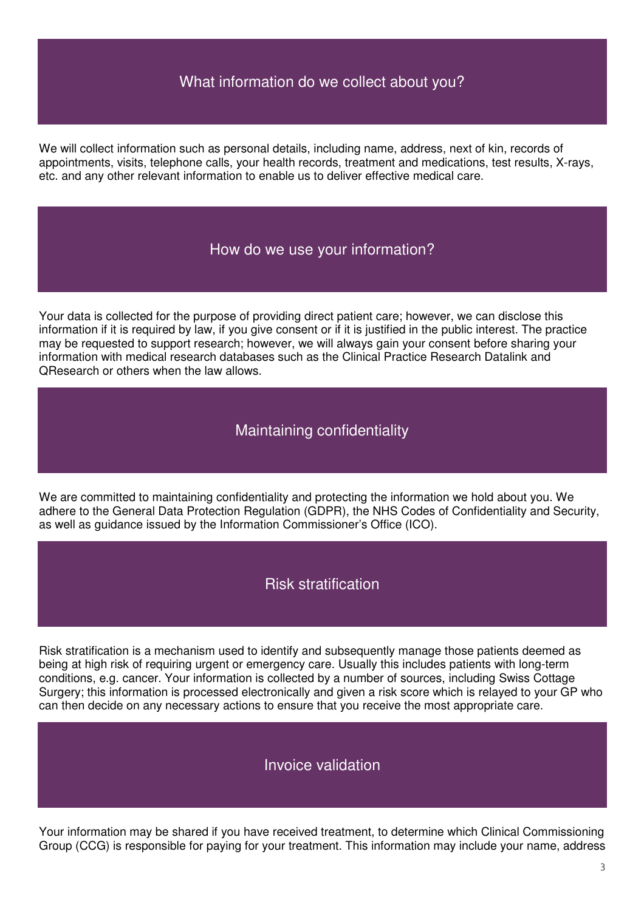## What information do we collect about you?

We will collect information such as personal details, including name, address, next of kin, records of appointments, visits, telephone calls, your health records, treatment and medications, test results, X-rays, etc. and any other relevant information to enable us to deliver effective medical care.

## How do we use your information?

Your data is collected for the purpose of providing direct patient care; however, we can disclose this information if it is required by law, if you give consent or if it is justified in the public interest. The practice may be requested to support research; however, we will always gain your consent before sharing your information with medical research databases such as the Clinical Practice Research Datalink and QResearch or others when the law allows.

## Maintaining confidentiality

We are committed to maintaining confidentiality and protecting the information we hold about you. We adhere to the General Data Protection Regulation (GDPR), the NHS Codes of Confidentiality and Security, as well as guidance issued by the Information Commissioner's Office (ICO).

## Risk stratification

Risk stratification is a mechanism used to identify and subsequently manage those patients deemed as being at high risk of requiring urgent or emergency care. Usually this includes patients with long-term conditions, e.g. cancer. Your information is collected by a number of sources, including Swiss Cottage Surgery; this information is processed electronically and given a risk score which is relayed to your GP who can then decide on any necessary actions to ensure that you receive the most appropriate care.

## Invoice validation

Your information may be shared if you have received treatment, to determine which Clinical Commissioning Group (CCG) is responsible for paying for your treatment. This information may include your name, address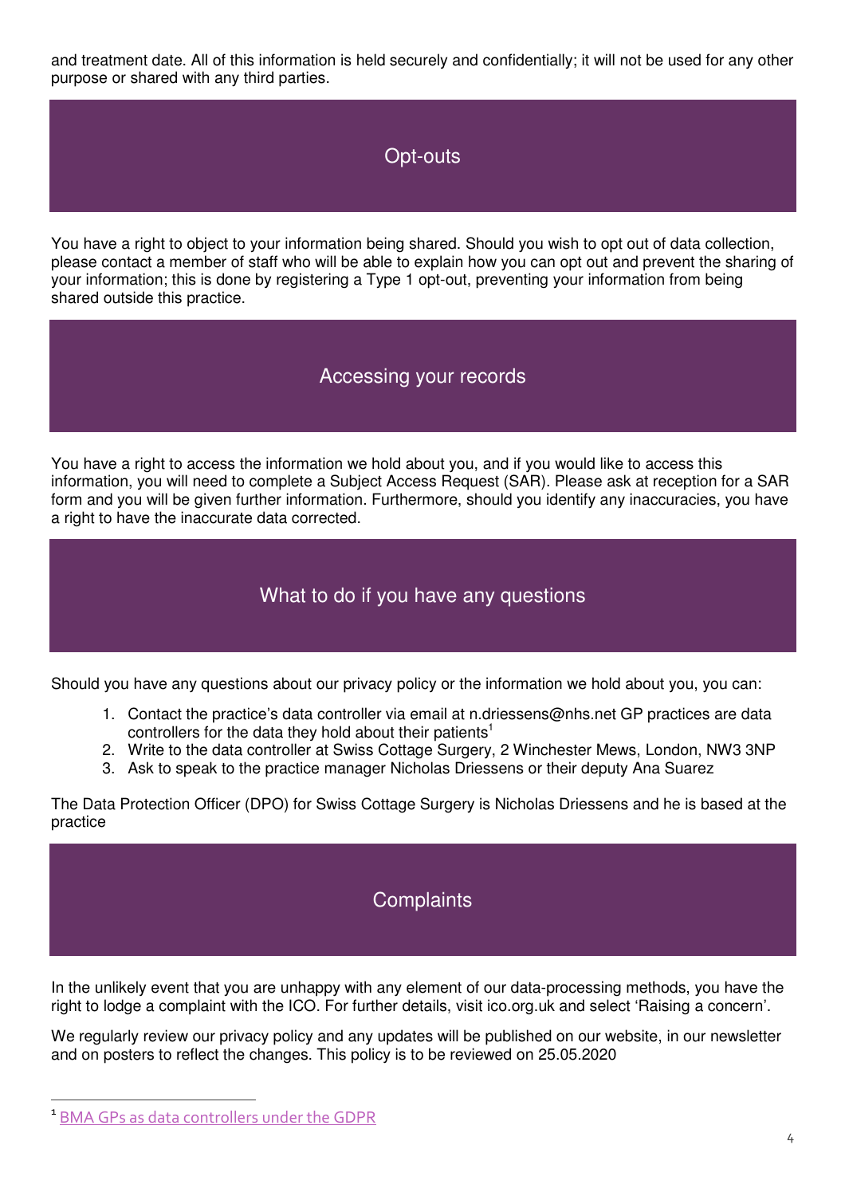and treatment date. All of this information is held securely and confidentially; it will not be used for any other purpose or shared with any third parties.

## Opt-outs

You have a right to object to your information being shared. Should you wish to opt out of data collection, please contact a member of staff who will be able to explain how you can opt out and prevent the sharing of your information; this is done by registering a Type 1 opt-out, preventing your information from being shared outside this practice.

## Accessing your records

You have a right to access the information we hold about you, and if you would like to access this information, you will need to complete a Subject Access Request (SAR). Please ask at reception for a SAR form and you will be given further information. Furthermore, should you identify any inaccuracies, you have a right to have the inaccurate data corrected.

## What to do if you have any questions

Should you have any questions about our privacy policy or the information we hold about you, you can:

1. Contact the practice's data controller via email at n.driessens@nhs.net GP practices are data controllers for the data they hold about their patients[1]
2. Write to the data controller at Swiss Cottage Surgery, 2 Winchester Mews, London, NW3 3NP
3. Ask to speak to the practice manager Nicholas Driessens or their deputy Ana Suarez

The Data Protection Officer (DPO) for Swiss Cottage Surgery is Nicholas Driessens and he is based at the practice

## Complaints

In the unlikely event that you are unhappy with any element of our data-processing methods, you have the right to lodge a complaint with the ICO. For further details, visit ico.org.uk and select 'Raising a concern'.

We regularly review our privacy policy and any updates will be published on our website, in our newsletter and on posters to reflect the changes. This policy is to be reviewed on 25.05.2020

---

[1] BMA GPs as data controllers under the GDPR